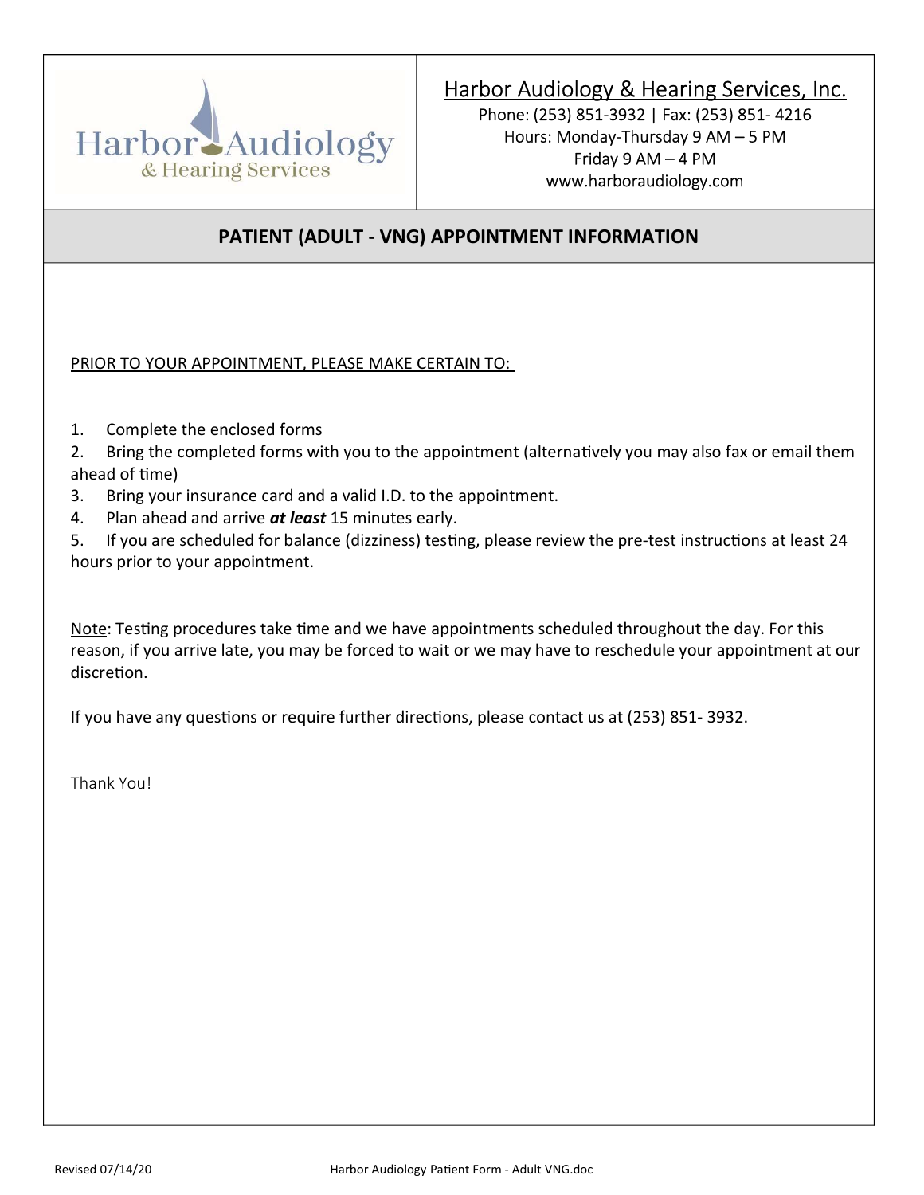Harbor Audiology & Hearing Services

## Harbor Audiology & Hearing Services, Inc.

Phone: (253) 851-3932 | Fax: (253) 851- 4216
Hours: Monday-Thursday 9 AM – 5 PM
Friday 9 AM – 4 PM
www.harboraudiology.com

# PATIENT (ADULT - VNG) APPOINTMENT INFORMATION

PRIOR TO YOUR APPOINTMENT, PLEASE MAKE CERTAIN TO:

1. Complete the enclosed forms
2. Bring the completed forms with you to the appointment (alternatively you may also fax or email them ahead of time)
3. Bring your insurance card and a valid I.D. to the appointment.
4. Plan ahead and arrive ***at least*** 15 minutes early.
5. If you are scheduled for balance (dizziness) testing, please review the pre-test instructions at least 24 hours prior to your appointment.

Note: Testing procedures take time and we have appointments scheduled throughout the day. For this reason, if you arrive late, you may be forced to wait or we may have to reschedule your appointment at our discretion.

If you have any questions or require further directions, please contact us at (253) 851- 3932.

Thank You!

Revised 07/14/20 Harbor Audiology Patient Form - Adult VNG.doc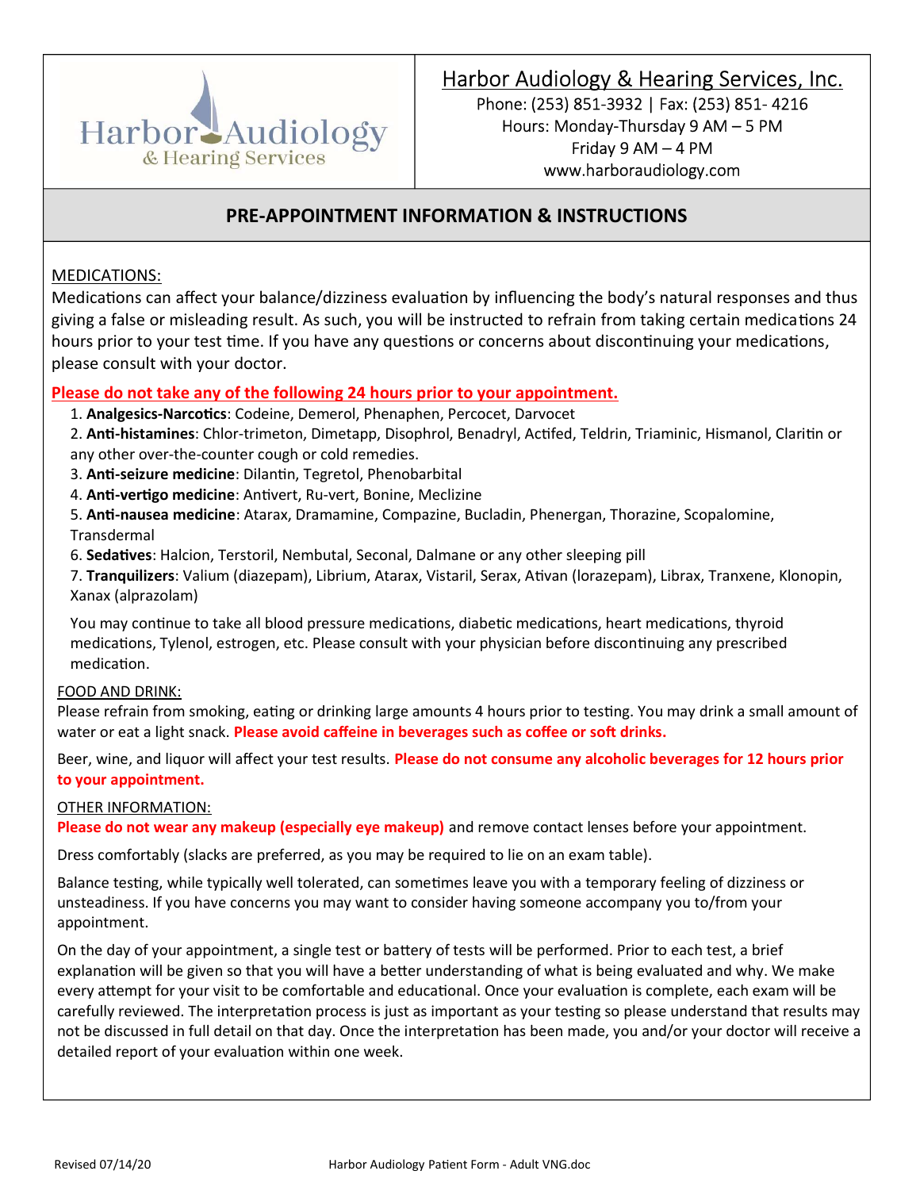**Harbor Audiology & Hearing Services, Inc.**

Phone: (253) 851-3932 | Fax: (253) 851- 4216
Hours: Monday-Thursday 9 AM – 5 PM
Friday 9 AM – 4 PM
www.harboraudiology.com

## PRE-APPOINTMENT INFORMATION & INSTRUCTIONS

MEDICATIONS:

Medications can affect your balance/dizziness evaluation by influencing the body's natural responses and thus giving a false or misleading result. As such, you will be instructed to refrain from taking certain medications 24 hours prior to your test time. If you have any questions or concerns about discontinuing your medications, please consult with your doctor.

**Please do not take any of the following 24 hours prior to your appointment.**

1. **Analgesics-Narcotics**: Codeine, Demerol, Phenaphen, Percocet, Darvocet
2. **Anti-histamines**: Chlor-trimeton, Dimetapp, Disophrol, Benadryl, Actifed, Teldrin, Triaminic, Hismanol, Claritin or any other over-the-counter cough or cold remedies.
3. **Anti-seizure medicine**: Dilantin, Tegretol, Phenobarbital
4. **Anti-vertigo medicine**: Antivert, Ru-vert, Bonine, Meclizine
5. **Anti-nausea medicine**: Atarax, Dramamine, Compazine, Bucladin, Phenergan, Thorazine, Scopalomine, Transdermal
6. **Sedatives**: Halcion, Terstoril, Nembutal, Seconal, Dalmane or any other sleeping pill
7. **Tranquilizers**: Valium (diazepam), Librium, Atarax, Vistaril, Serax, Ativan (lorazepam), Librax, Tranxene, Klonopin, Xanax (alprazolam)

You may continue to take all blood pressure medications, diabetic medications, heart medications, thyroid medications, Tylenol, estrogen, etc. Please consult with your physician before discontinuing any prescribed medication.

FOOD AND DRINK:

Please refrain from smoking, eating or drinking large amounts 4 hours prior to testing. You may drink a small amount of water or eat a light snack. **Please avoid caffeine in beverages such as coffee or soft drinks.**

Beer, wine, and liquor will affect your test results. **Please do not consume any alcoholic beverages for 12 hours prior to your appointment.**

OTHER INFORMATION:

**Please do not wear any makeup (especially eye makeup)** and remove contact lenses before your appointment.

Dress comfortably (slacks are preferred, as you may be required to lie on an exam table).

Balance testing, while typically well tolerated, can sometimes leave you with a temporary feeling of dizziness or unsteadiness. If you have concerns you may want to consider having someone accompany you to/from your appointment.

On the day of your appointment, a single test or battery of tests will be performed. Prior to each test, a brief explanation will be given so that you will have a better understanding of what is being evaluated and why. We make every attempt for your visit to be comfortable and educational. Once your evaluation is complete, each exam will be carefully reviewed. The interpretation process is just as important as your testing so please understand that results may not be discussed in full detail on that day. Once the interpretation has been made, you and/or your doctor will receive a detailed report of your evaluation within one week.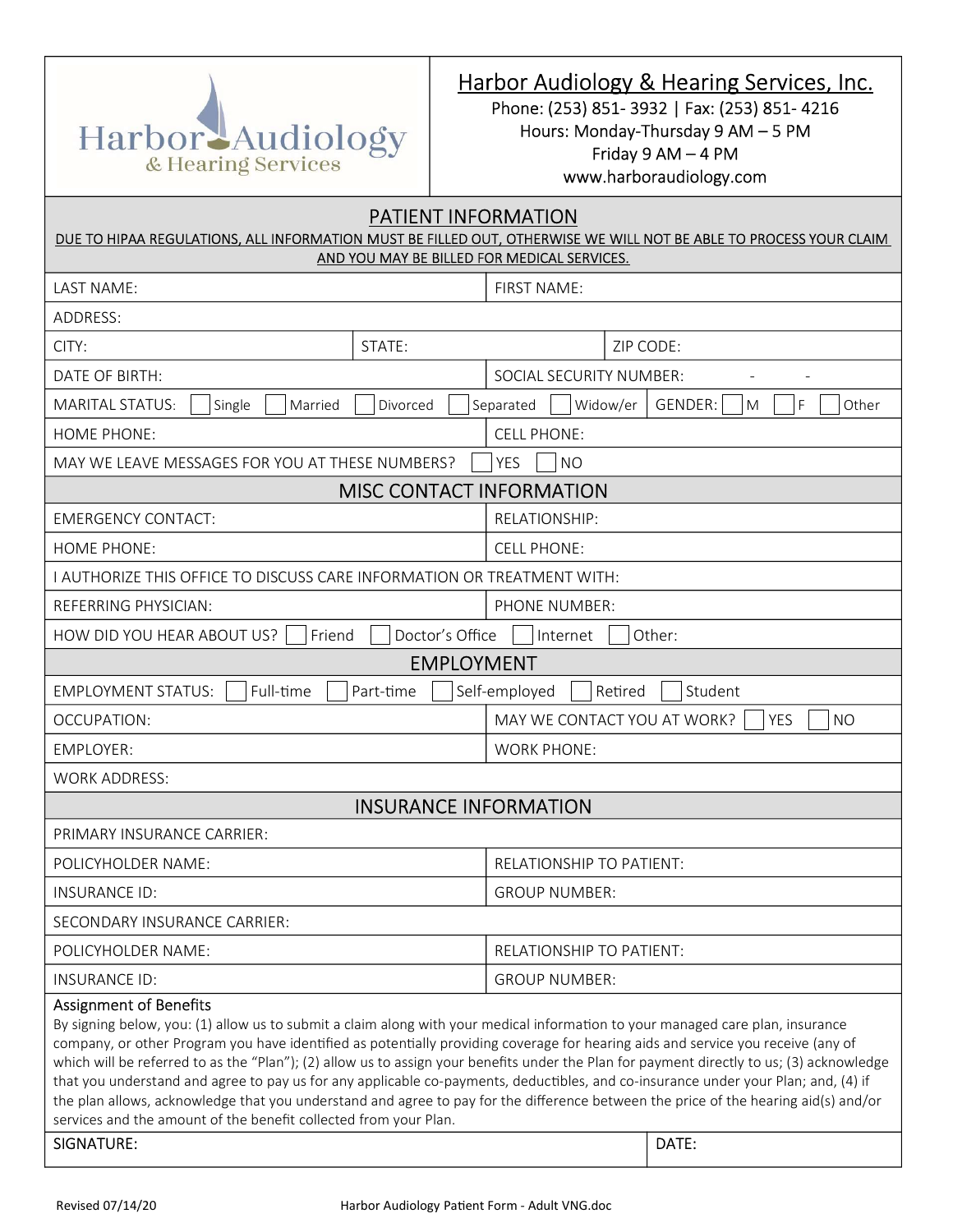# Harbor Audiology & Hearing Services, Inc.

Phone: (253) 851- 3932 | Fax: (253) 851- 4216
Hours: Monday-Thursday 9 AM – 5 PM
Friday 9 AM – 4 PM
www.harboraudiology.com

## PATIENT INFORMATION

DUE TO HIPAA REGULATIONS, ALL INFORMATION MUST BE FILLED OUT, OTHERWISE WE WILL NOT BE ABLE TO PROCESS YOUR CLAIM AND YOU MAY BE BILLED FOR MEDICAL SERVICES.

| | | |
|---|---|---|
| LAST NAME: | FIRST NAME: | |
| ADDRESS: | | |
| CITY: | STATE: | ZIP CODE: |
| DATE OF BIRTH: | SOCIAL SECURITY NUMBER: - - | |
| MARITAL STATUS: ☐ Single ☐ Married ☐ Divorced ☐ Separated ☐ Widow/er | GENDER: ☐ M ☐ F ☐ Other | |
| HOME PHONE: | CELL PHONE: | |
| MAY WE LEAVE MESSAGES FOR YOU AT THESE NUMBERS? ☐ YES ☐ NO | | |

## MISC CONTACT INFORMATION

| | |
|---|---|
| EMERGENCY CONTACT: | RELATIONSHIP: |
| HOME PHONE: | CELL PHONE: |
| I AUTHORIZE THIS OFFICE TO DISCUSS CARE INFORMATION OR TREATMENT WITH: | |
| REFERRING PHYSICIAN: | PHONE NUMBER: |
| HOW DID YOU HEAR ABOUT US? ☐ Friend ☐ Doctor's Office ☐ Internet ☐ Other: | |

## EMPLOYMENT

| | |
|---|---|
| EMPLOYMENT STATUS: ☐ Full-time ☐ Part-time ☐ Self-employed ☐ Retired ☐ Student | |
| OCCUPATION: | MAY WE CONTACT YOU AT WORK? ☐ YES ☐ NO |
| EMPLOYER: | WORK PHONE: |
| WORK ADDRESS: | |

## INSURANCE INFORMATION

| | |
|---|---|
| PRIMARY INSURANCE CARRIER: | |
| POLICYHOLDER NAME: | RELATIONSHIP TO PATIENT: |
| INSURANCE ID: | GROUP NUMBER: |
| SECONDARY INSURANCE CARRIER: | |
| POLICYHOLDER NAME: | RELATIONSHIP TO PATIENT: |
| INSURANCE ID: | GROUP NUMBER: |

**Assignment of Benefits**

By signing below, you: (1) allow us to submit a claim along with your medical information to your managed care plan, insurance company, or other Program you have identified as potentially providing coverage for hearing aids and service you receive (any of which will be referred to as the "Plan"); (2) allow us to assign your benefits under the Plan for payment directly to us; (3) acknowledge that you understand and agree to pay us for any applicable co-payments, deductibles, and co-insurance under your Plan; and, (4) if the plan allows, acknowledge that you understand and agree to pay for the difference between the price of the hearing aid(s) and/or services and the amount of the benefit collected from your Plan.

| | |
|---|---|
| SIGNATURE: | DATE: |

Revised 07/14/20 Harbor Audiology Patient Form - Adult VNG.doc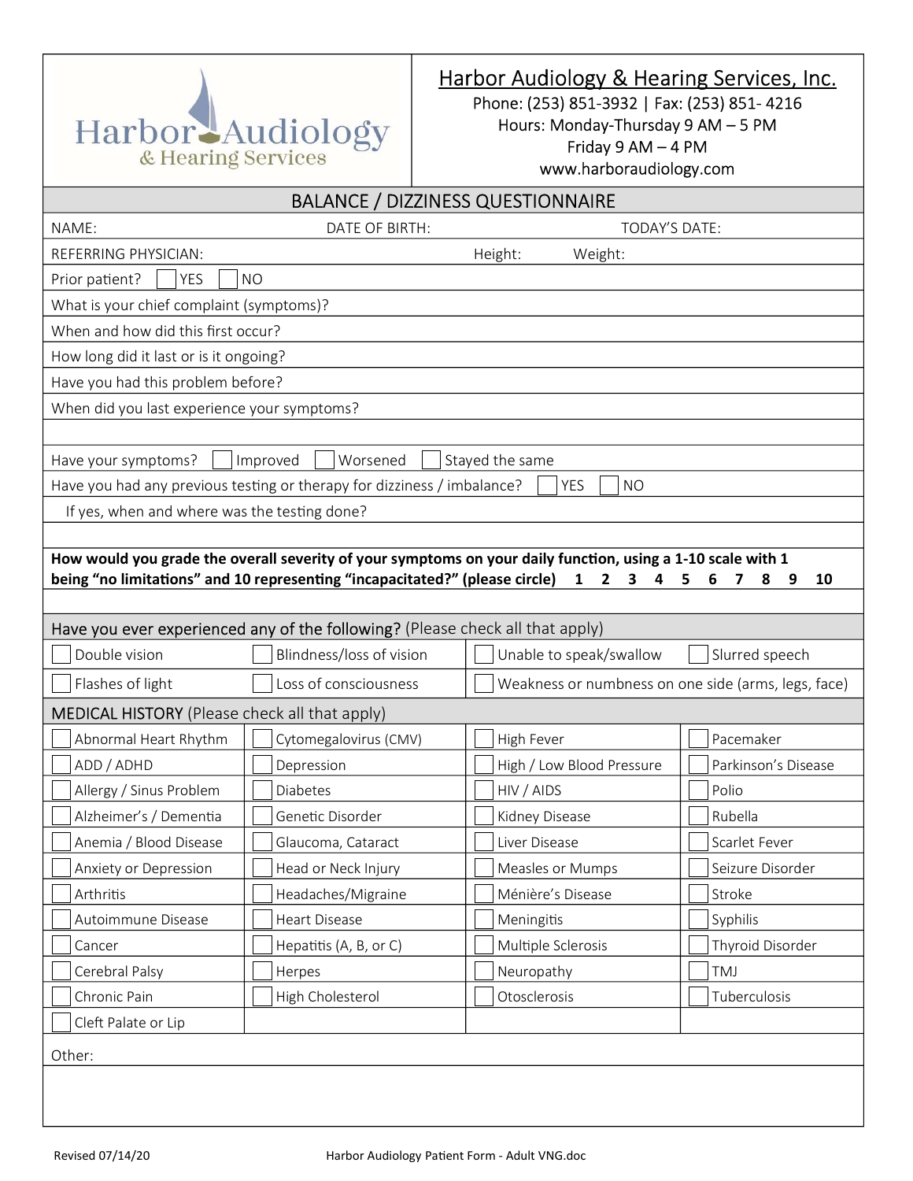# Harbor Audiology & Hearing Services, Inc.

Phone: (253) 851-3932 | Fax: (253) 851- 4216
Hours: Monday-Thursday 9 AM – 5 PM
Friday 9 AM – 4 PM
www.harboraudiology.com

## BALANCE / DIZZINESS QUESTIONNAIRE

NAME: DATE OF BIRTH: TODAY'S DATE:

REFERRING PHYSICIAN: Height: Weight:

Prior patient? ☐ YES ☐ NO

What is your chief complaint (symptoms)?

When and how did this first occur?

How long did it last or is it ongoing?

Have you had this problem before?

When did you last experience your symptoms?

Have your symptoms? ☐ Improved ☐ Worsened ☐ Stayed the same

Have you had any previous testing or therapy for dizziness / imbalance? ☐ YES ☐ NO

If yes, when and where was the testing done?

**How would you grade the overall severity of your symptoms on your daily function, using a 1-10 scale with 1 being "no limitations" and 10 representing "incapacitated?" (please circle) 1 2 3 4 5 6 7 8 9 10**

### Have you ever experienced any of the following? (Please check all that apply)

| | | | |
|---|---|---|---|
| ☐ Double vision | ☐ Blindness/loss of vision | ☐ Unable to speak/swallow | ☐ Slurred speech |
| ☐ Flashes of light | ☐ Loss of consciousness | ☐ Weakness or numbness on one side (arms, legs, face) | |

### MEDICAL HISTORY (Please check all that apply)

| | | | |
|---|---|---|---|
| ☐ Abnormal Heart Rhythm | ☐ Cytomegalovirus (CMV) | ☐ High Fever | ☐ Pacemaker |
| ☐ ADD / ADHD | ☐ Depression | ☐ High / Low Blood Pressure | ☐ Parkinson's Disease |
| ☐ Allergy / Sinus Problem | ☐ Diabetes | ☐ HIV / AIDS | ☐ Polio |
| ☐ Alzheimer's / Dementia | ☐ Genetic Disorder | ☐ Kidney Disease | ☐ Rubella |
| ☐ Anemia / Blood Disease | ☐ Glaucoma, Cataract | ☐ Liver Disease | ☐ Scarlet Fever |
| ☐ Anxiety or Depression | ☐ Head or Neck Injury | ☐ Measles or Mumps | ☐ Seizure Disorder |
| ☐ Arthritis | ☐ Headaches/Migraine | ☐ Ménière's Disease | ☐ Stroke |
| ☐ Autoimmune Disease | ☐ Heart Disease | ☐ Meningitis | ☐ Syphilis |
| ☐ Cancer | ☐ Hepatitis (A, B, or C) | ☐ Multiple Sclerosis | ☐ Thyroid Disorder |
| ☐ Cerebral Palsy | ☐ Herpes | ☐ Neuropathy | ☐ TMJ |
| ☐ Chronic Pain | ☐ High Cholesterol | ☐ Otosclerosis | ☐ Tuberculosis |
| ☐ Cleft Palate or Lip | | | |

Other:

Revised 07/14/20 Harbor Audiology Patient Form - Adult VNG.doc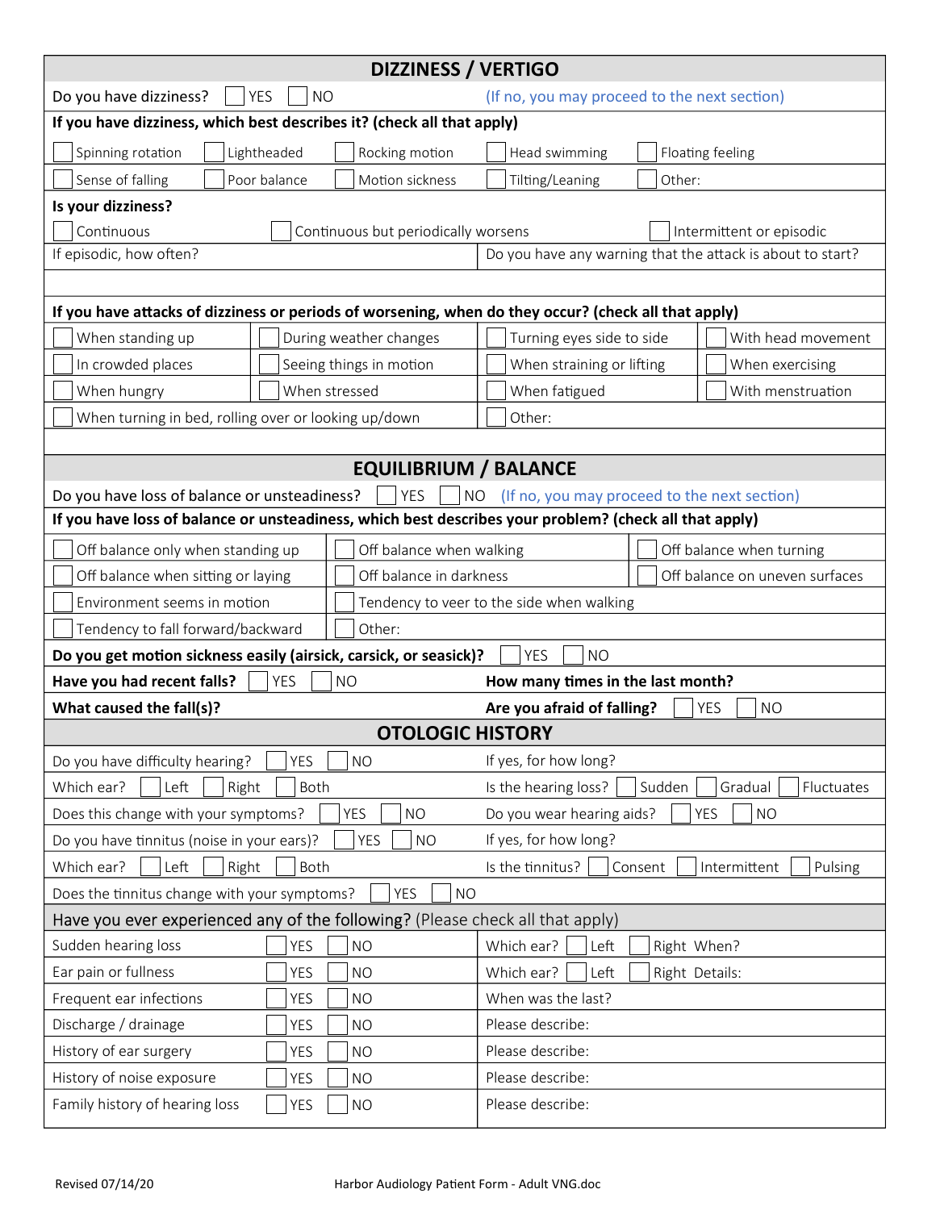## DIZZINESS / VERTIGO

Do you have dizziness? ☐ YES ☐ NO (If no, you may proceed to the next section)

**If you have dizziness, which best describes it? (check all that apply)**

| | | | | |
|---|---|---|---|---|
| ☐ Spinning rotation | ☐ Lightheaded | ☐ Rocking motion | ☐ Head swimming | ☐ Floating feeling |
| ☐ Sense of falling | ☐ Poor balance | ☐ Motion sickness | ☐ Tilting/Leaning | ☐ Other: |

**Is your dizziness?**

☐ Continuous ☐ Continuous but periodically worsens ☐ Intermittent or episodic

| | |
|---|---|
| If episodic, how often? | Do you have any warning that the attack is about to start? |

**If you have attacks of dizziness or periods of worsening, when do they occur? (check all that apply)**

| | | | |
|---|---|---|---|
| ☐ When standing up | ☐ During weather changes | ☐ Turning eyes side to side | ☐ With head movement |
| ☐ In crowded places | ☐ Seeing things in motion | ☐ When straining or lifting | ☐ When exercising |
| ☐ When hungry | ☐ When stressed | ☐ When fatigued | ☐ With menstruation |
| ☐ When turning in bed, rolling over or looking up/down | | ☐ Other: | |

## EQUILIBRIUM / BALANCE

Do you have loss of balance or unsteadiness? ☐ YES ☐ NO (If no, you may proceed to the next section)

**If you have loss of balance or unsteadiness, which best describes your problem? (check all that apply)**

| | | |
|---|---|---|
| ☐ Off balance only when standing up | ☐ Off balance when walking | ☐ Off balance when turning |
| ☐ Off balance when sitting or laying | ☐ Off balance in darkness | ☐ Off balance on uneven surfaces |
| ☐ Environment seems in motion | ☐ Tendency to veer to the side when walking | |
| ☐ Tendency to fall forward/backward | ☐ Other: | |

**Do you get motion sickness easily (airsick, carsick, or seasick)?** ☐ YES ☐ NO

| | |
|---|---|
| **Have you had recent falls?** ☐ YES ☐ NO | **How many times in the last month?** |
| **What caused the fall(s)?** | **Are you afraid of falling?** ☐ YES ☐ NO |

## OTOLOGIC HISTORY

| | |
|---|---|
| Do you have difficulty hearing? ☐ YES ☐ NO | If yes, for how long? |
| Which ear? ☐ Left ☐ Right ☐ Both | Is the hearing loss? ☐ Sudden ☐ Gradual ☐ Fluctuates |
| Does this change with your symptoms? ☐ YES ☐ NO | Do you wear hearing aids? ☐ YES ☐ NO |
| Do you have tinnitus (noise in your ears)? ☐ YES ☐ NO | If yes, for how long? |
| Which ear? ☐ Left ☐ Right ☐ Both | Is the tinnitus? ☐ Consent ☐ Intermittent ☐ Pulsing |
| Does the tinnitus change with your symptoms? ☐ YES ☐ NO | |

Have you ever experienced any of the following? (Please check all that apply)

| | | | |
|---|---|---|---|
| Sudden hearing loss | ☐ YES | ☐ NO | Which ear? ☐ Left ☐ Right When? |
| Ear pain or fullness | ☐ YES | ☐ NO | Which ear? ☐ Left ☐ Right Details: |
| Frequent ear infections | ☐ YES | ☐ NO | When was the last? |
| Discharge / drainage | ☐ YES | ☐ NO | Please describe: |
| History of ear surgery | ☐ YES | ☐ NO | Please describe: |
| History of noise exposure | ☐ YES | ☐ NO | Please describe: |
| Family history of hearing loss | ☐ YES | ☐ NO | Please describe: |

Revised 07/14/20 Harbor Audiology Patient Form - Adult VNG.doc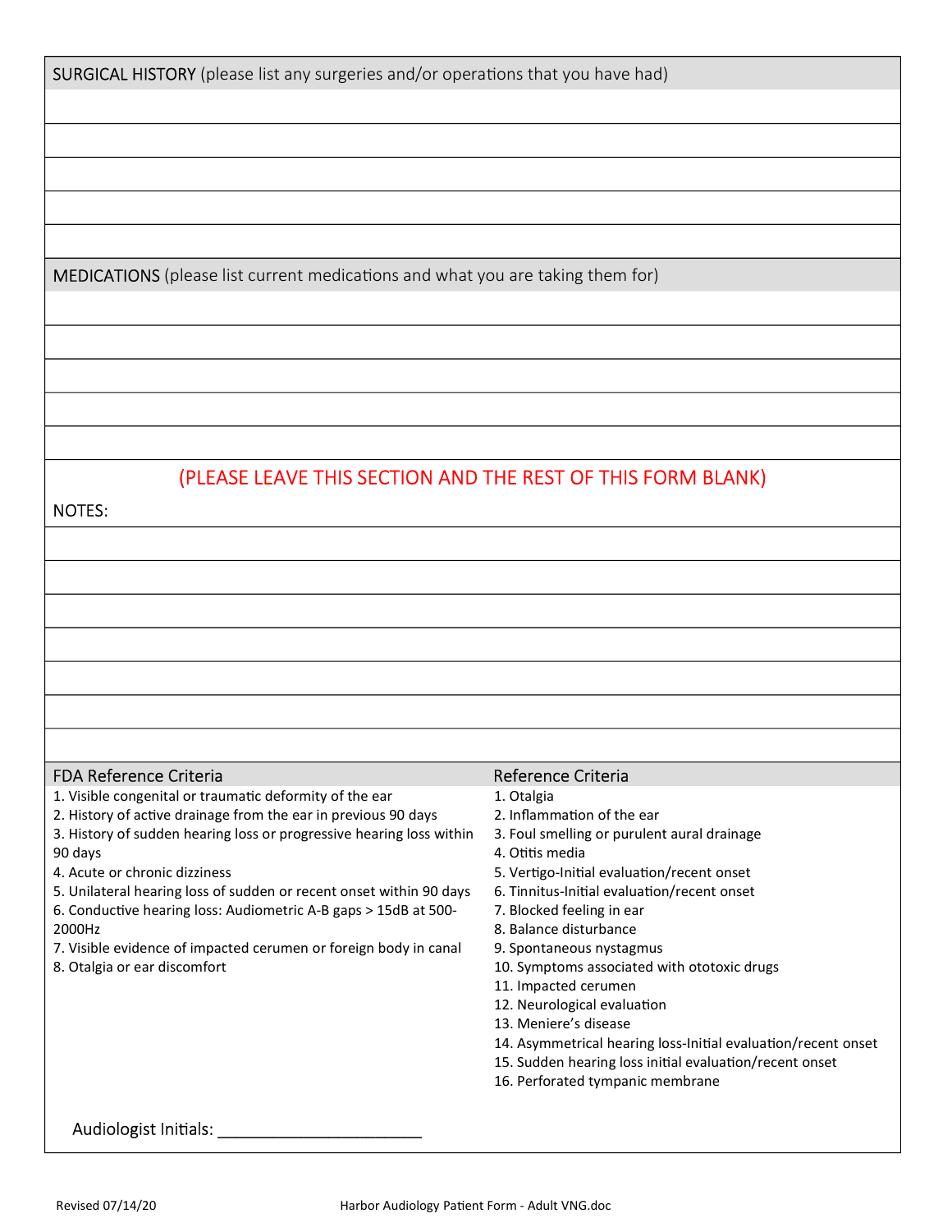## SURGICAL HISTORY (please list any surgeries and/or operations that you have had)

## MEDICATIONS (please list current medications and what you are taking them for)

(PLEASE LEAVE THIS SECTION AND THE REST OF THIS FORM BLANK)

NOTES:

### FDA Reference Criteria

1. Visible congenital or traumatic deformity of the ear
2. History of active drainage from the ear in previous 90 days
3. History of sudden hearing loss or progressive hearing loss within 90 days
4. Acute or chronic dizziness
5. Unilateral hearing loss of sudden or recent onset within 90 days
6. Conductive hearing loss: Audiometric A-B gaps > 15dB at 500-2000Hz
7. Visible evidence of impacted cerumen or foreign body in canal
8. Otalgia or ear discomfort

### Reference Criteria

1. Otalgia
2. Inflammation of the ear
3. Foul smelling or purulent aural drainage
4. Otitis media
5. Vertigo-Initial evaluation/recent onset
6. Tinnitus-Initial evaluation/recent onset
7. Blocked feeling in ear
8. Balance disturbance
9. Spontaneous nystagmus
10. Symptoms associated with ototoxic drugs
11. Impacted cerumen
12. Neurological evaluation
13. Meniere's disease
14. Asymmetrical hearing loss-Initial evaluation/recent onset
15. Sudden hearing loss initial evaluation/recent onset
16. Perforated tympanic membrane

Audiologist Initials: ______________________

Revised 07/14/20

Harbor Audiology Patient Form - Adult VNG.doc